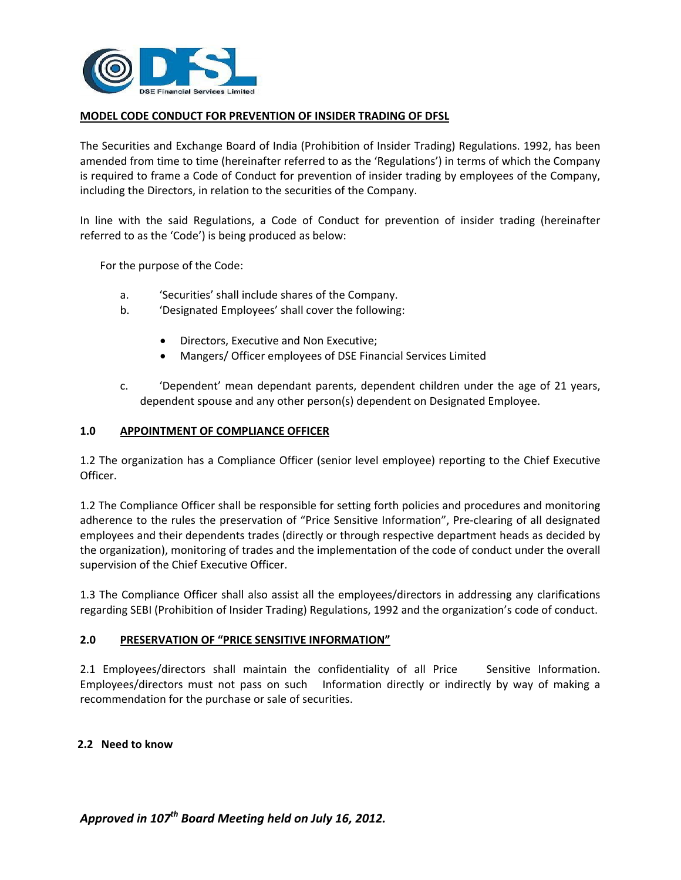**MODEL CODE CONDUCT FOR PREVENTION OF INSIDER TRADING OF DFSL**

The Securities and Exchange Board of India (Prohibition of Insider Trading) Regulations. 1992, has been amended from time to time (hereinafter referred to as the 'Regulations') in terms of which the Company is required to frame a Code of Conduct for prevention of insider trading by employees of the Company, including the Directors, in relation to the securities of the Company.

In line with the said Regulations, a Code of Conduct for prevention of insider trading (hereinafter referred to as the 'Code') is being produced as below:

For the purpose of the Code:

a. 'Securities' shall include shares of the Company.

b. 'Designated Employees' shall cover the following:

- Directors, Executive and Non Executive;
- Mangers/ Officer employees of DSE Financial Services Limited

c. 'Dependent' mean dependant parents, dependent children under the age of 21 years, dependent spouse and any other person(s) dependent on Designated Employee.

## 1.0 APPOINTMENT OF COMPLIANCE OFFICER

1.2 The organization has a Compliance Officer (senior level employee) reporting to the Chief Executive Officer.

1.2 The Compliance Officer shall be responsible for setting forth policies and procedures and monitoring adherence to the rules the preservation of "Price Sensitive Information", Pre-clearing of all designated employees and their dependents trades (directly or through respective department heads as decided by the organization), monitoring of trades and the implementation of the code of conduct under the overall supervision of the Chief Executive Officer.

1.3 The Compliance Officer shall also assist all the employees/directors in addressing any clarifications regarding SEBI (Prohibition of Insider Trading) Regulations, 1992 and the organization's code of conduct.

## 2.0 PRESERVATION OF "PRICE SENSITIVE INFORMATION"

2.1 Employees/directors shall maintain the confidentiality of all Price Sensitive Information. Employees/directors must not pass on such Information directly or indirectly by way of making a recommendation for the purchase or sale of securities.

**2.2 Need to know**

*Approved in 107th Board Meeting held on July 16, 2012.*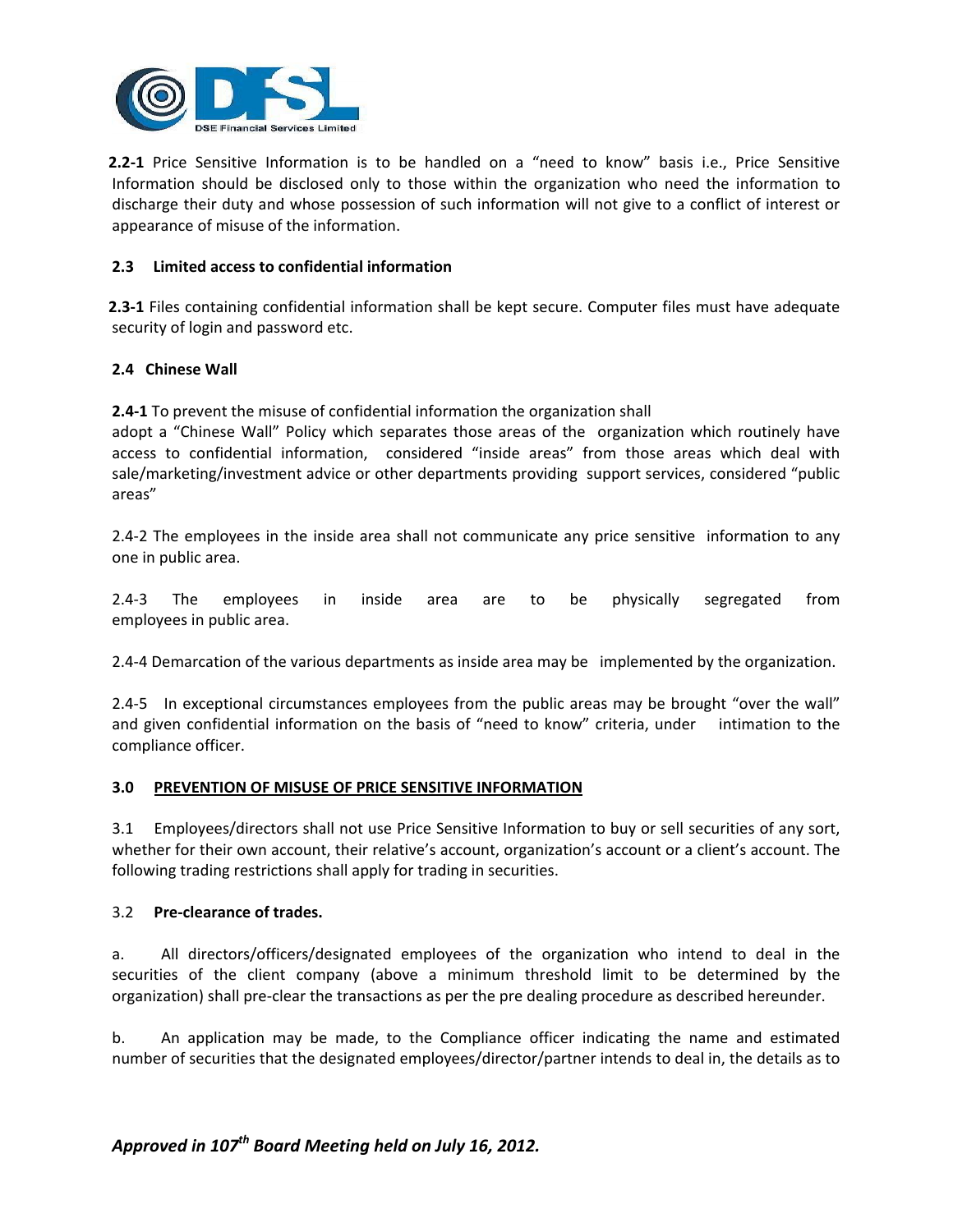**2.2-1** Price Sensitive Information is to be handled on a "need to know" basis i.e., Price Sensitive Information should be disclosed only to those within the organization who need the information to discharge their duty and whose possession of such information will not give to a conflict of interest or appearance of misuse of the information.

**2.3 Limited access to confidential information**

**2.3-1** Files containing confidential information shall be kept secure. Computer files must have adequate security of login and password etc.

**2.4 Chinese Wall**

**2.4-1** To prevent the misuse of confidential information the organization shall adopt a "Chinese Wall" Policy which separates those areas of the organization which routinely have access to confidential information, considered "inside areas" from those areas which deal with sale/marketing/investment advice or other departments providing support services, considered "public areas"

2.4-2 The employees in the inside area shall not communicate any price sensitive information to any one in public area.

2.4-3 The employees in inside area are to be physically segregated from employees in public area.

2.4-4 Demarcation of the various departments as inside area may be implemented by the organization.

2.4-5 In exceptional circumstances employees from the public areas may be brought "over the wall" and given confidential information on the basis of "need to know" criteria, under intimation to the compliance officer.

**3.0 <u>PREVENTION OF MISUSE OF PRICE SENSITIVE INFORMATION</u>**

3.1 Employees/directors shall not use Price Sensitive Information to buy or sell securities of any sort, whether for their own account, their relative's account, organization's account or a client's account. The following trading restrictions shall apply for trading in securities.

3.2 **Pre-clearance of trades.**

a. All directors/officers/designated employees of the organization who intend to deal in the securities of the client company (above a minimum threshold limit to be determined by the organization) shall pre-clear the transactions as per the pre dealing procedure as described hereunder.

b. An application may be made, to the Compliance officer indicating the name and estimated number of securities that the designated employees/director/partner intends to deal in, the details as to

*Approved in 107th Board Meeting held on July 16, 2012.*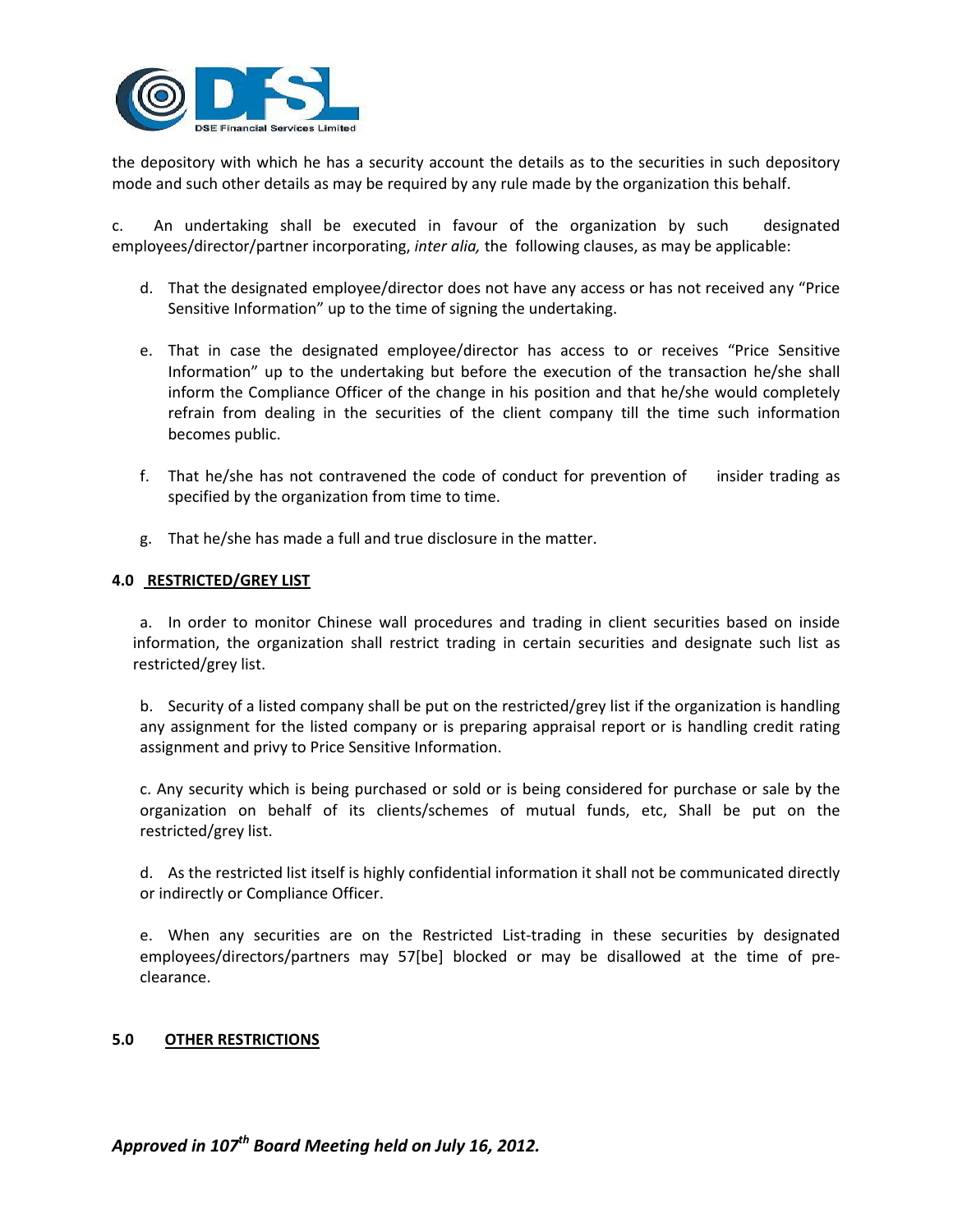the depository with which he has a security account the details as to the securities in such depository mode and such other details as may be required by any rule made by the organization this behalf.

c. An undertaking shall be executed in favour of the organization by such designated employees/director/partner incorporating, *inter alia,* the following clauses, as may be applicable:

d. That the designated employee/director does not have any access or has not received any "Price Sensitive Information" up to the time of signing the undertaking.

e. That in case the designated employee/director has access to or receives "Price Sensitive Information" up to the undertaking but before the execution of the transaction he/she shall inform the Compliance Officer of the change in his position and that he/she would completely refrain from dealing in the securities of the client company till the time such information becomes public.

f. That he/she has not contravened the code of conduct for prevention of insider trading as specified by the organization from time to time.

g. That he/she has made a full and true disclosure in the matter.

**4.0 RESTRICTED/GREY LIST**

a. In order to monitor Chinese wall procedures and trading in client securities based on inside information, the organization shall restrict trading in certain securities and designate such list as restricted/grey list.

b. Security of a listed company shall be put on the restricted/grey list if the organization is handling any assignment for the listed company or is preparing appraisal report or is handling credit rating assignment and privy to Price Sensitive Information.

c. Any security which is being purchased or sold or is being considered for purchase or sale by the organization on behalf of its clients/schemes of mutual funds, etc, Shall be put on the restricted/grey list.

d. As the restricted list itself is highly confidential information it shall not be communicated directly or indirectly or Compliance Officer.

e. When any securities are on the Restricted List-trading in these securities by designated employees/directors/partners may 57[be] blocked or may be disallowed at the time of pre-clearance.

**5.0 OTHER RESTRICTIONS**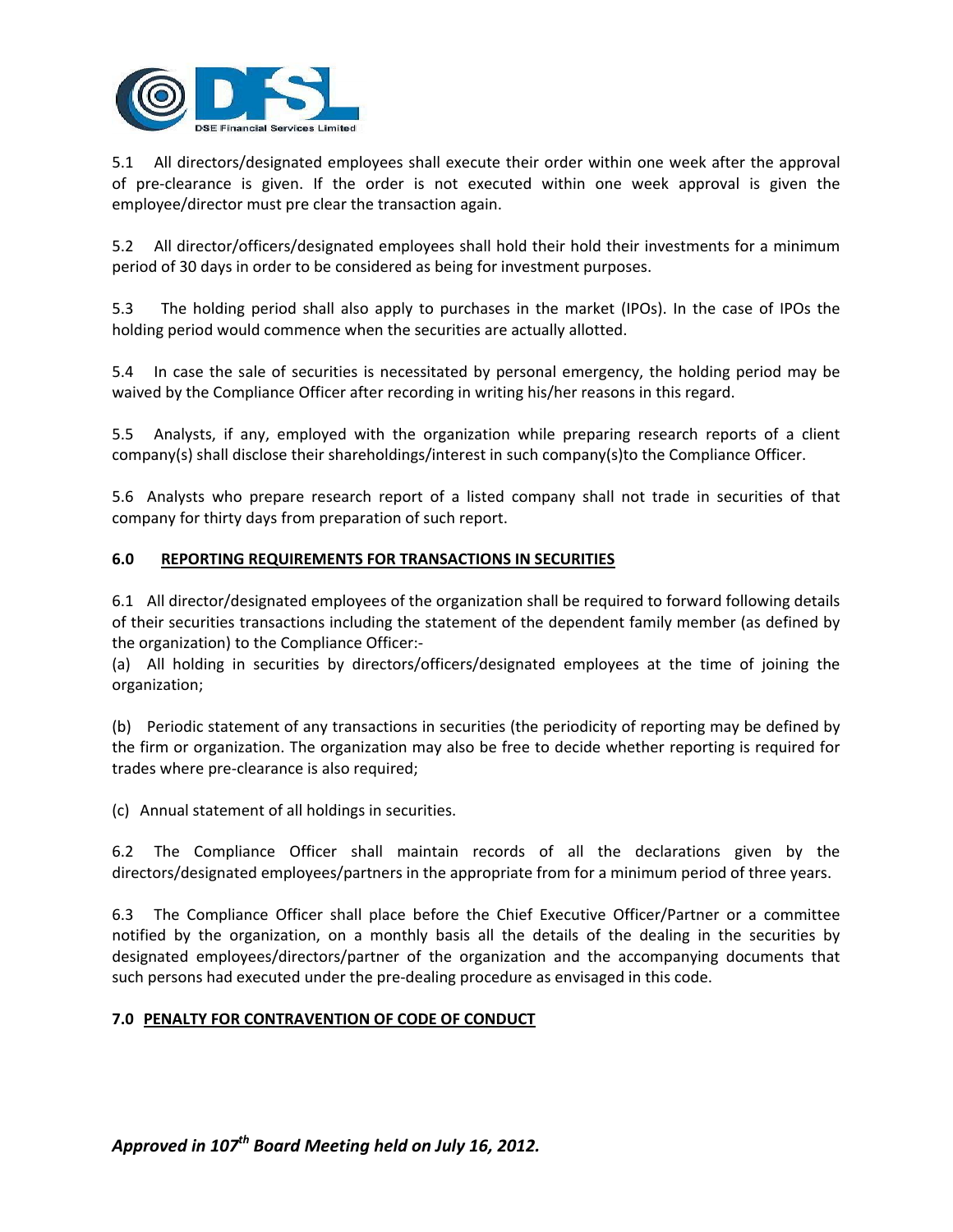5.1 All directors/designated employees shall execute their order within one week after the approval of pre-clearance is given. If the order is not executed within one week approval is given the employee/director must pre clear the transaction again.

5.2 All director/officers/designated employees shall hold their hold their investments for a minimum period of 30 days in order to be considered as being for investment purposes.

5.3 The holding period shall also apply to purchases in the market (IPOs). In the case of IPOs the holding period would commence when the securities are actually allotted.

5.4 In case the sale of securities is necessitated by personal emergency, the holding period may be waived by the Compliance Officer after recording in writing his/her reasons in this regard.

5.5 Analysts, if any, employed with the organization while preparing research reports of a client company(s) shall disclose their shareholdings/interest in such company(s)to the Compliance Officer.

5.6 Analysts who prepare research report of a listed company shall not trade in securities of that company for thirty days from preparation of such report.

## 6.0 REPORTING REQUIREMENTS FOR TRANSACTIONS IN SECURITIES

6.1 All director/designated employees of the organization shall be required to forward following details of their securities transactions including the statement of the dependent family member (as defined by the organization) to the Compliance Officer:-

(a) All holding in securities by directors/officers/designated employees at the time of joining the organization;

(b) Periodic statement of any transactions in securities (the periodicity of reporting may be defined by the firm or organization. The organization may also be free to decide whether reporting is required for trades where pre-clearance is also required;

(c) Annual statement of all holdings in securities.

6.2 The Compliance Officer shall maintain records of all the declarations given by the directors/designated employees/partners in the appropriate from for a minimum period of three years.

6.3 The Compliance Officer shall place before the Chief Executive Officer/Partner or a committee notified by the organization, on a monthly basis all the details of the dealing in the securities by designated employees/directors/partner of the organization and the accompanying documents that such persons had executed under the pre-dealing procedure as envisaged in this code.

## 7.0 PENALTY FOR CONTRAVENTION OF CODE OF CONDUCT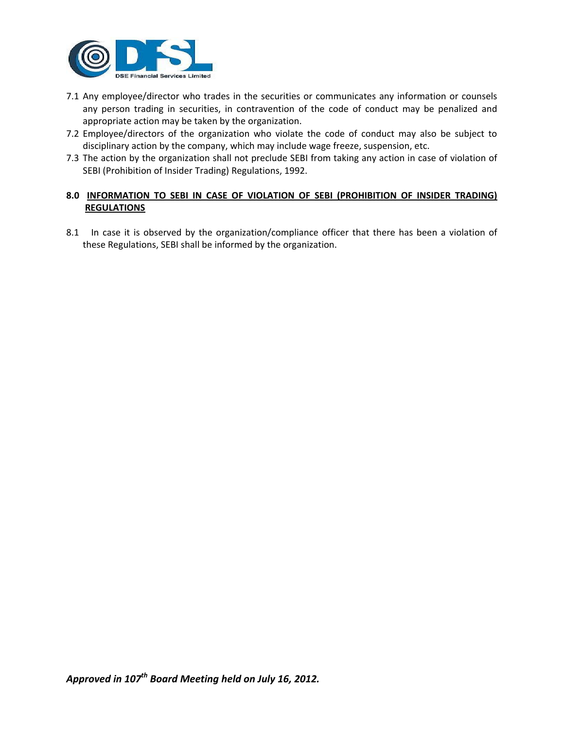7.1 Any employee/director who trades in the securities or communicates any information or counsels any person trading in securities, in contravention of the code of conduct may be penalized and appropriate action may be taken by the organization.

7.2 Employee/directors of the organization who violate the code of conduct may also be subject to disciplinary action by the company, which may include wage freeze, suspension, etc.

7.3 The action by the organization shall not preclude SEBI from taking any action in case of violation of SEBI (Prohibition of Insider Trading) Regulations, 1992.

## 8.0 INFORMATION TO SEBI IN CASE OF VIOLATION OF SEBI (PROHIBITION OF INSIDER TRADING) REGULATIONS

8.1 In case it is observed by the organization/compliance officer that there has been a violation of these Regulations, SEBI shall be informed by the organization.

***Approved in 107th Board Meeting held on July 16, 2012.***